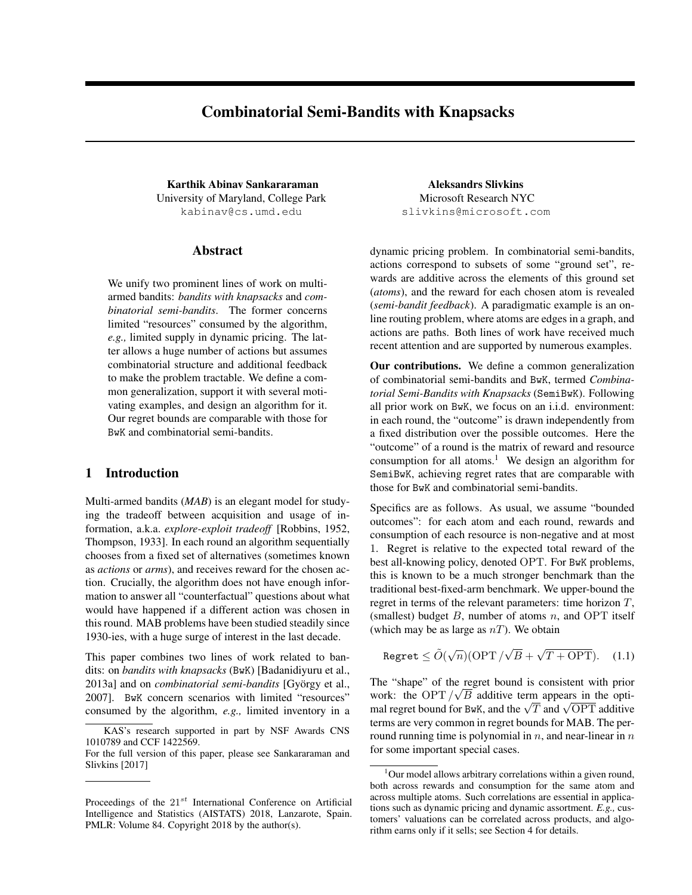# Combinatorial Semi-Bandits with Knapsacks

**Karthik Abinav Sankararaman**
University of Maryland, College Park
kabinav@cs.umd.edu

**Aleksandrs Slivkins**
Microsoft Research NYC
slivkins@microsoft.com

## Abstract

We unify two prominent lines of work on multi-armed bandits: *bandits with knapsacks* and *combinatorial semi-bandits*. The former concerns limited "resources" consumed by the algorithm, *e.g.,* limited supply in dynamic pricing. The latter allows a huge number of actions but assumes combinatorial structure and additional feedback to make the problem tractable. We define a common generalization, support it with several motivating examples, and design an algorithm for it. Our regret bounds are comparable with those for BwK and combinatorial semi-bandits.

## 1 Introduction

Multi-armed bandits (*MAB*) is an elegant model for studying the tradeoff between acquisition and usage of information, a.k.a. *explore-exploit tradeoff* [Robbins, 1952, Thompson, 1933]. In each round an algorithm sequentially chooses from a fixed set of alternatives (sometimes known as *actions* or *arms*), and receives reward for the chosen action. Crucially, the algorithm does not have enough information to answer all "counterfactual" questions about what would have happened if a different action was chosen in this round. MAB problems have been studied steadily since 1930-ies, with a huge surge of interest in the last decade.

This paper combines two lines of work related to bandits: on *bandits with knapsacks* (BwK) [Badanidiyuru et al., 2013a] and on *combinatorial semi-bandits* [György et al., 2007]. BwK concern scenarios with limited "resources" consumed by the algorithm, *e.g.,* limited inventory in a dynamic pricing problem. In combinatorial semi-bandits, actions correspond to subsets of some "ground set", rewards are additive across the elements of this ground set (*atoms*), and the reward for each chosen atom is revealed (*semi-bandit feedback*). A paradigmatic example is an online routing problem, where atoms are edges in a graph, and actions are paths. Both lines of work have received much recent attention and are supported by numerous examples.

**Our contributions.** We define a common generalization of combinatorial semi-bandits and BwK, termed *Combinatorial Semi-Bandits with Knapsacks* (SemiBwK). Following all prior work on BwK, we focus on an i.i.d. environment: in each round, the "outcome" is drawn independently from a fixed distribution over the possible outcomes. Here the "outcome" of a round is the matrix of reward and resource consumption for all atoms.[1] We design an algorithm for SemiBwK, achieving regret rates that are comparable with those for BwK and combinatorial semi-bandits.

Specifics are as follows. As usual, we assume "bounded outcomes": for each atom and each round, rewards and consumption of each resource is non-negative and at most 1. Regret is relative to the expected total reward of the best all-knowing policy, denoted $\mathrm{OPT}$. For BwK problems, this is known to be a much stronger benchmark than the traditional best-fixed-arm benchmark. We upper-bound the regret in terms of the relevant parameters: time horizon $T$, (smallest) budget $B$, number of atoms $n$, and $\mathrm{OPT}$ itself (which may be as large as $nT$). We obtain

$$\texttt{Regret} \leq \tilde{O}(\sqrt{n})(\mathrm{OPT}/\sqrt{B} + \sqrt{T + \mathrm{OPT}}). \quad (1.1)$$

The "shape" of the regret bound is consistent with prior work: the $\mathrm{OPT}/\sqrt{B}$ additive term appears in the optimal regret bound for BwK, and the $\sqrt{T}$ and $\sqrt{\mathrm{OPT}}$ additive terms are very common in regret bounds for MAB. The per-round running time is polynomial in $n$, and near-linear in $n$ for some important special cases.

---

KAS's research supported in part by NSF Awards CNS 1010789 and CCF 1422569.

For the full version of this paper, please see Sankararaman and Slivkins [2017]

Proceedings of the 21[st] International Conference on Artificial Intelligence and Statistics (AISTATS) 2018, Lanzarote, Spain. PMLR: Volume 84. Copyright 2018 by the author(s).

[1] Our model allows arbitrary correlations within a given round, both across rewards and consumption for the same atom and across multiple atoms. Such correlations are essential in applications such as dynamic pricing and dynamic assortment. *E.g.,* customers' valuations can be correlated across products, and algorithm earns only if it sells; see Section 4 for details.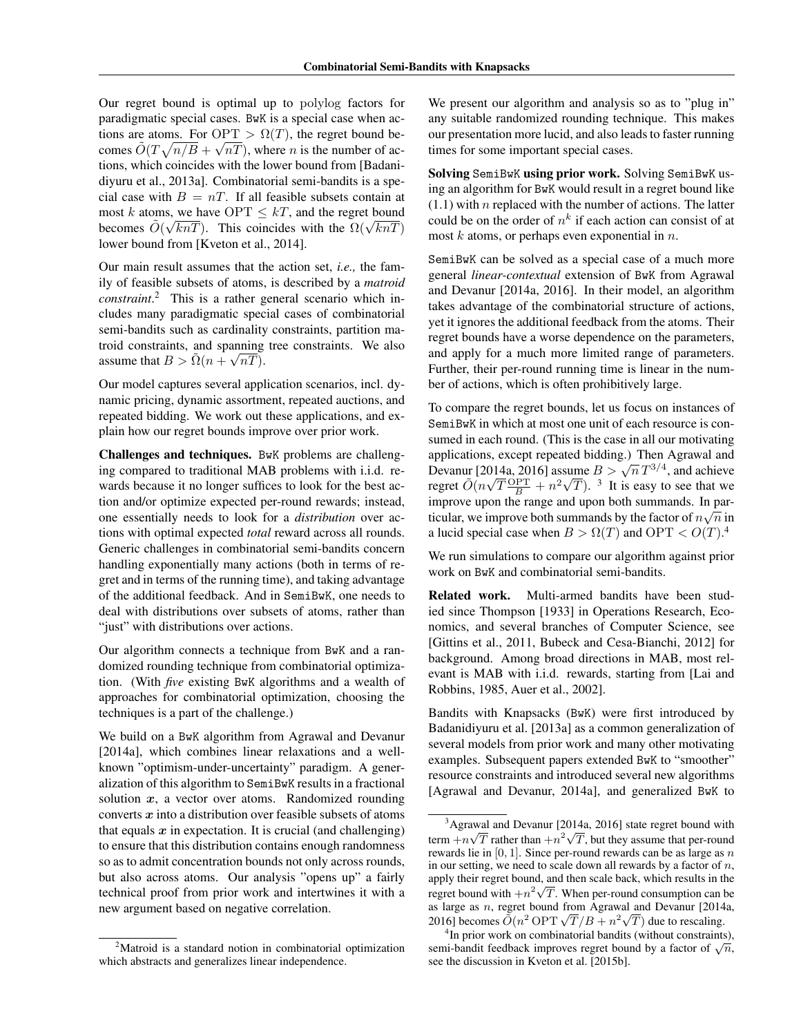Our regret bound is optimal up to polylog factors for paradigmatic special cases. BwK is a special case when actions are atoms. For $\mathrm{OPT} > \Omega(T)$, the regret bound becomes $\tilde{O}(T\sqrt{n/B} + \sqrt{nT})$, where $n$ is the number of actions, which coincides with the lower bound from [Badanidiyuru et al., 2013a]. Combinatorial semi-bandits is a special case with $B = nT$. If all feasible subsets contain at most $k$ atoms, we have $\mathrm{OPT} \leq kT$, and the regret bound becomes $\tilde{O}(\sqrt{knT})$. This coincides with the $\Omega(\sqrt{knT})$ lower bound from [Kveton et al., 2014].

Our main result assumes that the action set, *i.e.,* the family of feasible subsets of atoms, is described by a *matroid constraint*.[2] This is a rather general scenario which includes many paradigmatic special cases of combinatorial semi-bandits such as cardinality constraints, partition matroid constraints, and spanning tree constraints. We also assume that $B > \tilde{\Omega}(n + \sqrt{nT})$.

Our model captures several application scenarios, incl. dynamic pricing, dynamic assortment, repeated auctions, and repeated bidding. We work out these applications, and explain how our regret bounds improve over prior work.

**Challenges and techniques.** BwK problems are challenging compared to traditional MAB problems with i.i.d. rewards because it no longer suffices to look for the best action and/or optimize expected per-round rewards; instead, one essentially needs to look for a *distribution* over actions with optimal expected *total* reward across all rounds. Generic challenges in combinatorial semi-bandits concern handling exponentially many actions (both in terms of regret and in terms of the running time), and taking advantage of the additional feedback. And in SemiBwK, one needs to deal with distributions over subsets of atoms, rather than "just" with distributions over actions.

Our algorithm connects a technique from BwK and a randomized rounding technique from combinatorial optimization. (With *five* existing BwK algorithms and a wealth of approaches for combinatorial optimization, choosing the techniques is a part of the challenge.)

We build on a BwK algorithm from Agrawal and Devanur [2014a], which combines linear relaxations and a well-known "optimism-under-uncertainty" paradigm. A generalization of this algorithm to SemiBwK results in a fractional solution $\boldsymbol{x}$, a vector over atoms. Randomized rounding converts $\boldsymbol{x}$ into a distribution over feasible subsets of atoms that equals $\boldsymbol{x}$ in expectation. It is crucial (and challenging) to ensure that this distribution contains enough randomness so as to admit concentration bounds not only across rounds, but also across atoms. Our analysis "opens up" a fairly technical proof from prior work and intertwines it with a new argument based on negative correlation.

We present our algorithm and analysis so as to "plug in" any suitable randomized rounding technique. This makes our presentation more lucid, and also leads to faster running times for some important special cases.

**Solving SemiBwK using prior work.** Solving SemiBwK using an algorithm for BwK would result in a regret bound like (1.1) with $n$ replaced with the number of actions. The latter could be on the order of $n^k$ if each action can consist of at most $k$ atoms, or perhaps even exponential in $n$.

SemiBwK can be solved as a special case of a much more general *linear-contextual* extension of BwK from Agrawal and Devanur [2014a, 2016]. In their model, an algorithm takes advantage of the combinatorial structure of actions, yet it ignores the additional feedback from the atoms. Their regret bounds have a worse dependence on the parameters, and apply for a much more limited range of parameters. Further, their per-round running time is linear in the number of actions, which is often prohibitively large.

To compare the regret bounds, let us focus on instances of SemiBwK in which at most one unit of each resource is consumed in each round. (This is the case in all our motivating applications, except repeated bidding.) Then Agrawal and Devanur [2014a, 2016] assume $B > \sqrt{n}\, T^{3/4}$, and achieve regret $\tilde{O}(n\sqrt{T}\frac{\mathrm{OPT}}{B} + n^2\sqrt{T})$. [3] It is easy to see that we improve upon the range and upon both summands. In particular, we improve both summands by the factor of $n\sqrt{n}$ in a lucid special case when $B > \Omega(T)$ and $\mathrm{OPT} < O(T)$.[4]

We run simulations to compare our algorithm against prior work on BwK and combinatorial semi-bandits.

**Related work.** Multi-armed bandits have been studied since Thompson [1933] in Operations Research, Economics, and several branches of Computer Science, see [Gittins et al., 2011, Bubeck and Cesa-Bianchi, 2012] for background. Among broad directions in MAB, most relevant is MAB with i.i.d. rewards, starting from [Lai and Robbins, 1985, Auer et al., 2002].

Bandits with Knapsacks (BwK) were first introduced by Badanidiyuru et al. [2013a] as a common generalization of several models from prior work and many other motivating examples. Subsequent papers extended BwK to "smoother" resource constraints and introduced several new algorithms [Agrawal and Devanur, 2014a], and generalized BwK to

---

[2] Matroid is a standard notion in combinatorial optimization which abstracts and generalizes linear independence.

[3] Agrawal and Devanur [2014a, 2016] state regret bound with term $+n\sqrt{T}$ rather than $+n^2\sqrt{T}$, but they assume that per-round rewards lie in $[0, 1]$. Since per-round rewards can be as large as $n$ in our setting, we need to scale down all rewards by a factor of $n$, apply their regret bound, and then scale back, which results in the regret bound with $+n^2\sqrt{T}$. When per-round consumption can be as large as $n$, regret bound from Agrawal and Devanur [2014a, 2016] becomes $\tilde{O}(n^2\,\mathrm{OPT}\,\sqrt{T}/B + n^2\sqrt{T})$ due to rescaling.

[4] In prior work on combinatorial bandits (without constraints), semi-bandit feedback improves regret bound by a factor of $\sqrt{n}$, see the discussion in Kveton et al. [2015b].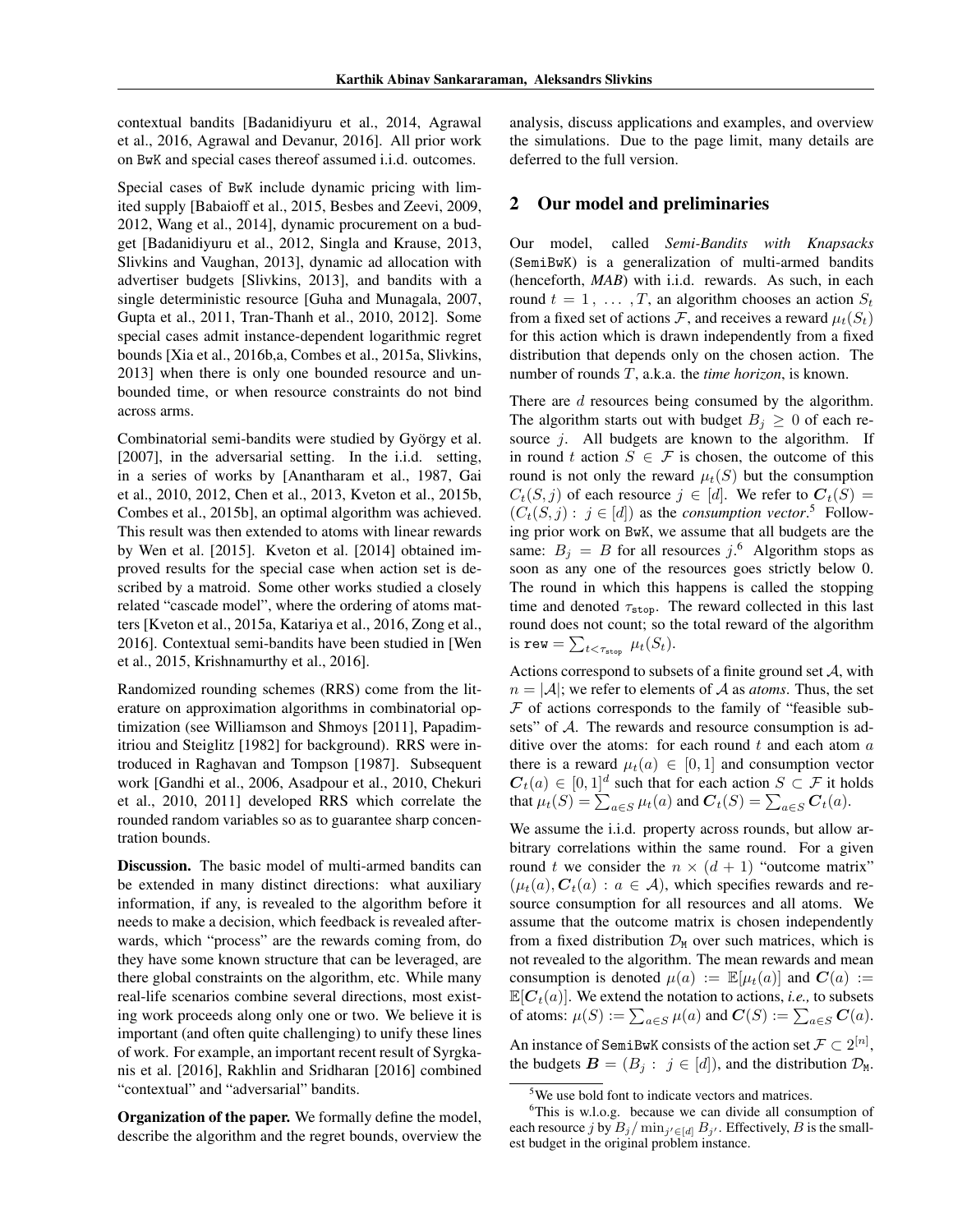contextual bandits [Badanidiyuru et al., 2014, Agrawal et al., 2016, Agrawal and Devanur, 2016]. All prior work on BwK and special cases thereof assumed i.i.d. outcomes.

Special cases of BwK include dynamic pricing with limited supply [Babaioff et al., 2015, Besbes and Zeevi, 2009, 2012, Wang et al., 2014], dynamic procurement on a budget [Badanidiyuru et al., 2012, Singla and Krause, 2013, Slivkins and Vaughan, 2013], dynamic ad allocation with advertiser budgets [Slivkins, 2013], and bandits with a single deterministic resource [Guha and Munagala, 2007, Gupta et al., 2011, Tran-Thanh et al., 2010, 2012]. Some special cases admit instance-dependent logarithmic regret bounds [Xia et al., 2016b,a, Combes et al., 2015a, Slivkins, 2013] when there is only one bounded resource and unbounded time, or when resource constraints do not bind across arms.

Combinatorial semi-bandits were studied by György et al. [2007], in the adversarial setting. In the i.i.d. setting, in a series of works by [Anantharam et al., 1987, Gai et al., 2010, 2012, Chen et al., 2013, Kveton et al., 2015b, Combes et al., 2015b], an optimal algorithm was achieved. This result was then extended to atoms with linear rewards by Wen et al. [2015]. Kveton et al. [2014] obtained improved results for the special case when action set is described by a matroid. Some other works studied a closely related "cascade model", where the ordering of atoms matters [Kveton et al., 2015a, Katariya et al., 2016, Zong et al., 2016]. Contextual semi-bandits have been studied in [Wen et al., 2015, Krishnamurthy et al., 2016].

Randomized rounding schemes (RRS) come from the literature on approximation algorithms in combinatorial optimization (see Williamson and Shmoys [2011], Papadimitriou and Steiglitz [1982] for background). RRS were introduced in Raghavan and Tompson [1987]. Subsequent work [Gandhi et al., 2006, Asadpour et al., 2010, Chekuri et al., 2010, 2011] developed RRS which correlate the rounded random variables so as to guarantee sharp concentration bounds.

**Discussion.** The basic model of multi-armed bandits can be extended in many distinct directions: what auxiliary information, if any, is revealed to the algorithm before it needs to make a decision, which feedback is revealed afterwards, which "process" are the rewards coming from, do they have some known structure that can be leveraged, are there global constraints on the algorithm, etc. While many real-life scenarios combine several directions, most existing work proceeds along only one or two. We believe it is important (and often quite challenging) to unify these lines of work. For example, an important recent result of Syrgkanis et al. [2016], Rakhlin and Sridharan [2016] combined "contextual" and "adversarial" bandits.

**Organization of the paper.** We formally define the model, describe the algorithm and the regret bounds, overview the analysis, discuss applications and examples, and overview the simulations. Due to the page limit, many details are deferred to the full version.

## 2 Our model and preliminaries

Our model, called *Semi-Bandits with Knapsacks* (SemiBwK) is a generalization of multi-armed bandits (henceforth, ***MAB***) with i.i.d. rewards. As such, in each round $t = 1, \ldots, T$, an algorithm chooses an action $S_t$ from a fixed set of actions $\mathcal{F}$, and receives a reward $\mu_t(S_t)$ for this action which is drawn independently from a fixed distribution that depends only on the chosen action. The number of rounds $T$, a.k.a. the *time horizon*, is known.

There are $d$ resources being consumed by the algorithm. The algorithm starts out with budget $B_j \geq 0$ of each resource $j$. All budgets are known to the algorithm. If in round $t$ action $S \in \mathcal{F}$ is chosen, the outcome of this round is not only the reward $\mu_t(S)$ but the consumption $C_t(S, j)$ of each resource $j \in [d]$. We refer to $\boldsymbol{C}_t(S) = (C_t(S, j) : j \in [d])$ as the *consumption vector*.[5] Following prior work on BwK, we assume that all budgets are the same: $B_j = B$ for all resources $j$.[6] Algorithm stops as soon as any one of the resources goes strictly below 0. The round in which this happens is called the stopping time and denoted $\tau_{\texttt{stop}}$. The reward collected in this last round does not count; so the total reward of the algorithm is $\texttt{rew} = \sum_{t < \tau_{\texttt{stop}}} \mu_t(S_t)$.

Actions correspond to subsets of a finite ground set $\mathcal{A}$, with $n = |\mathcal{A}|$; we refer to elements of $\mathcal{A}$ as *atoms*. Thus, the set $\mathcal{F}$ of actions corresponds to the family of "feasible subsets" of $\mathcal{A}$. The rewards and resource consumption is additive over the atoms: for each round $t$ and each atom $a$ there is a reward $\mu_t(a) \in [0, 1]$ and consumption vector $\boldsymbol{C}_t(a) \in [0, 1]^d$ such that for each action $S \subset \mathcal{F}$ it holds that $\mu_t(S) = \sum_{a \in S} \mu_t(a)$ and $\boldsymbol{C}_t(S) = \sum_{a \in S} \boldsymbol{C}_t(a)$.

We assume the i.i.d. property across rounds, but allow arbitrary correlations within the same round. For a given round $t$ we consider the $n \times (d + 1)$ "outcome matrix" $(\mu_t(a), \boldsymbol{C}_t(a) : a \in \mathcal{A})$, which specifies rewards and resource consumption for all resources and all atoms. We assume that the outcome matrix is chosen independently from a fixed distribution $\mathcal{D}_{\texttt{M}}$ over such matrices, which is not revealed to the algorithm. The mean rewards and mean consumption is denoted $\mu(a) := \mathbb{E}[\mu_t(a)]$ and $\boldsymbol{C}(a) := \mathbb{E}[\boldsymbol{C}_t(a)]$. We extend the notation to actions, *i.e.,* to subsets of atoms: $\mu(S) := \sum_{a \in S} \mu(a)$ and $\boldsymbol{C}(S) := \sum_{a \in S} \boldsymbol{C}(a)$.

An instance of SemiBwK consists of the action set $\mathcal{F} \subset 2^{[n]}$, the budgets $\boldsymbol{B} = (B_j : j \in [d])$, and the distribution $\mathcal{D}_{\texttt{M}}$.

[5] We use bold font to indicate vectors and matrices.

[6] This is w.l.o.g. because we can divide all consumption of each resource $j$ by $B_j / \min_{j' \in [d]} B_{j'}$. Effectively, $B$ is the smallest budget in the original problem instance.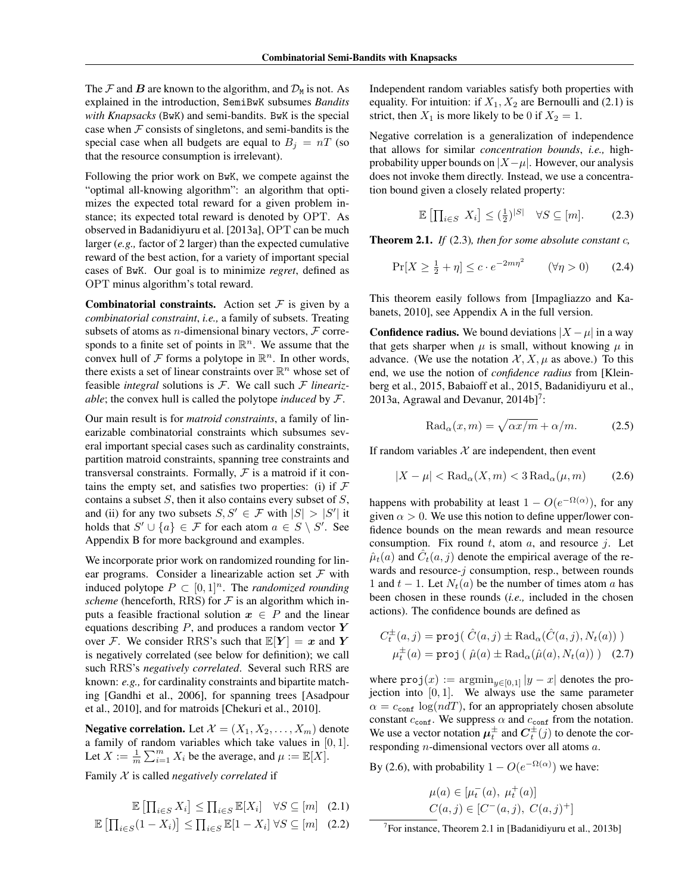The $\mathcal{F}$ and $\boldsymbol{B}$ are known to the algorithm, and $\mathcal{D}_{\mathtt{M}}$ is not. As explained in the introduction, SemiBwK subsumes *Bandits with Knapsacks* (BwK) and semi-bandits. BwK is the special case when $\mathcal{F}$ consists of singletons, and semi-bandits is the special case when all budgets are equal to $B_j = nT$ (so that the resource consumption is irrelevant).

Following the prior work on BwK, we compete against the "optimal all-knowing algorithm": an algorithm that optimizes the expected total reward for a given problem instance; its expected total reward is denoted by OPT. As observed in Badanidiyuru et al. [2013a], OPT can be much larger (*e.g.,* factor of 2 larger) than the expected cumulative reward of the best action, for a variety of important special cases of BwK. Our goal is to minimize *regret*, defined as OPT minus algorithm's total reward.

**Combinatorial constraints.** Action set $\mathcal{F}$ is given by a *combinatorial constraint*, *i.e.,* a family of subsets. Treating subsets of atoms as $n$-dimensional binary vectors, $\mathcal{F}$ corresponds to a finite set of points in $\mathbb{R}^n$. We assume that the convex hull of $\mathcal{F}$ forms a polytope in $\mathbb{R}^n$. In other words, there exists a set of linear constraints over $\mathbb{R}^n$ whose set of feasible *integral* solutions is $\mathcal{F}$. We call such $\mathcal{F}$ *linearizable*; the convex hull is called the polytope *induced* by $\mathcal{F}$.

Our main result is for *matroid constraints*, a family of linearizable combinatorial constraints which subsumes several important special cases such as cardinality constraints, partition matroid constraints, spanning tree constraints and transversal constraints. Formally, $\mathcal{F}$ is a matroid if it contains the empty set, and satisfies two properties: (i) if $\mathcal{F}$ contains a subset $S$, then it also contains every subset of $S$, and (ii) for any two subsets $S, S' \in \mathcal{F}$ with $|S| > |S'|$ it holds that $S' \cup \{a\} \in \mathcal{F}$ for each atom $a \in S \setminus S'$. See Appendix B for more background and examples.

We incorporate prior work on randomized rounding for linear programs. Consider a linearizable action set $\mathcal{F}$ with induced polytope $P \subset [0,1]^n$. The *randomized rounding scheme* (henceforth, RRS) for $\mathcal{F}$ is an algorithm which inputs a feasible fractional solution $\boldsymbol{x} \in P$ and the linear equations describing $P$, and produces a random vector $\boldsymbol{Y}$ over $\mathcal{F}$. We consider RRS's such that $\mathbb{E}[\boldsymbol{Y}] = \boldsymbol{x}$ and $\boldsymbol{Y}$ is negatively correlated (see below for definition); we call such RRS's *negatively correlated*. Several such RRS are known: *e.g.,* for cardinality constraints and bipartite matching [Gandhi et al., 2006], for spanning trees [Asadpour et al., 2010], and for matroids [Chekuri et al., 2010].

**Negative correlation.** Let $\mathcal{X} = (X_1, X_2, \ldots, X_m)$ denote a family of random variables which take values in $[0,1]$. Let $X := \frac{1}{m}\sum_{i=1}^m X_i$ be the average, and $\mu := \mathbb{E}[X]$.

Family $\mathcal{X}$ is called *negatively correlated* if

$$\mathbb{E}\left[\textstyle\prod_{i\in S} X_i\right] \leq \textstyle\prod_{i\in S} \mathbb{E}[X_i] \quad \forall S \subseteq [m] \quad (2.1)$$

$$\mathbb{E}\left[\textstyle\prod_{i\in S} (1-X_i)\right] \leq \textstyle\prod_{i\in S} \mathbb{E}[1-X_i] \; \forall S \subseteq [m] \quad (2.2)$$

Independent random variables satisfy both properties with equality. For intuition: if $X_1, X_2$ are Bernoulli and (2.1) is strict, then $X_1$ is more likely to be 0 if $X_2 = 1$.

Negative correlation is a generalization of independence that allows for similar *concentration bounds*, *i.e.,* high-probability upper bounds on $|X-\mu|$. However, our analysis does not invoke them directly. Instead, we use a concentration bound given a closely related property:

$$\mathbb{E}\left[\textstyle\prod_{i\in S}\; X_i\right] \leq (\tfrac{1}{2})^{|S|} \quad \forall S \subseteq [m]. \quad (2.3)$$

**Theorem 2.1.** *If* (2.3)*, then for some absolute constant $c$,*

$$\Pr[X \geq \tfrac{1}{2} + \eta] \leq c \cdot e^{-2m\eta^2} \qquad (\forall \eta > 0) \quad (2.4)$$

This theorem easily follows from [Impagliazzo and Kabanets, 2010], see Appendix A in the full version.

**Confidence radius.** We bound deviations $|X - \mu|$ in a way that gets sharper when $\mu$ is small, without knowing $\mu$ in advance. (We use the notation $\mathcal{X}, X, \mu$ as above.) To this end, we use the notion of *confidence radius* from [Kleinberg et al., 2015, Babaioff et al., 2015, Badanidiyuru et al., 2013a, Agrawal and Devanur, 2014b][7]:

$$\mathrm{Rad}_\alpha(x, m) = \sqrt{\alpha x / m} + \alpha / m. \quad (2.5)$$

If random variables $\mathcal{X}$ are independent, then event

$$|X - \mu| < \mathrm{Rad}_\alpha(X, m) < 3\,\mathrm{Rad}_\alpha(\mu, m) \quad (2.6)$$

happens with probability at least $1 - O(e^{-\Omega(\alpha)})$, for any given $\alpha > 0$. We use this notion to define upper/lower confidence bounds on the mean rewards and mean resource consumption. Fix round $t$, atom $a$, and resource $j$. Let $\hat{\mu}_t(a)$ and $\hat{C}_t(a,j)$ denote the empirical average of the rewards and resource-$j$ consumption, resp., between rounds 1 and $t-1$. Let $N_t(a)$ be the number of times atom $a$ has been chosen in these rounds (*i.e.,* included in the chosen actions). The confidence bounds are defined as

$$\begin{aligned} C_t^{\pm}(a,j) &= \mathtt{proj}(\;\hat{C}(a,j) \pm \mathrm{Rad}_\alpha(\hat{C}(a,j), N_t(a))\;) \\ \mu_t^{\pm}(a) &= \mathtt{proj}\;(\;\hat{\mu}(a) \pm \mathrm{Rad}_\alpha(\hat{\mu}(a), N_t(a))\;) \end{aligned} \quad (2.7)$$

where $\mathtt{proj}(x) := \mathrm{argmin}_{y\in[0,1]} |y - x|$ denotes the projection into $[0,1]$. We always use the same parameter $\alpha = c_{\mathtt{conf}} \log(ndT)$, for an appropriately chosen absolute constant $c_{\mathtt{conf}}$. We suppress $\alpha$ and $c_{\mathtt{conf}}$ from the notation. We use a vector notation $\boldsymbol{\mu}_t^{\pm}$ and $\boldsymbol{C}_t^{\pm}(j)$ to denote the corresponding $n$-dimensional vectors over all atoms $a$.

By (2.6), with probability $1 - O(e^{-\Omega(\alpha)})$ we have:

$$\mu(a) \in [\mu_t^-(a),\; \mu_t^+(a)]$$
$$C(a,j) \in [C^-(a,j),\; C(a,j)^+]$$

[7] For instance, Theorem 2.1 in [Badanidiyuru et al., 2013b]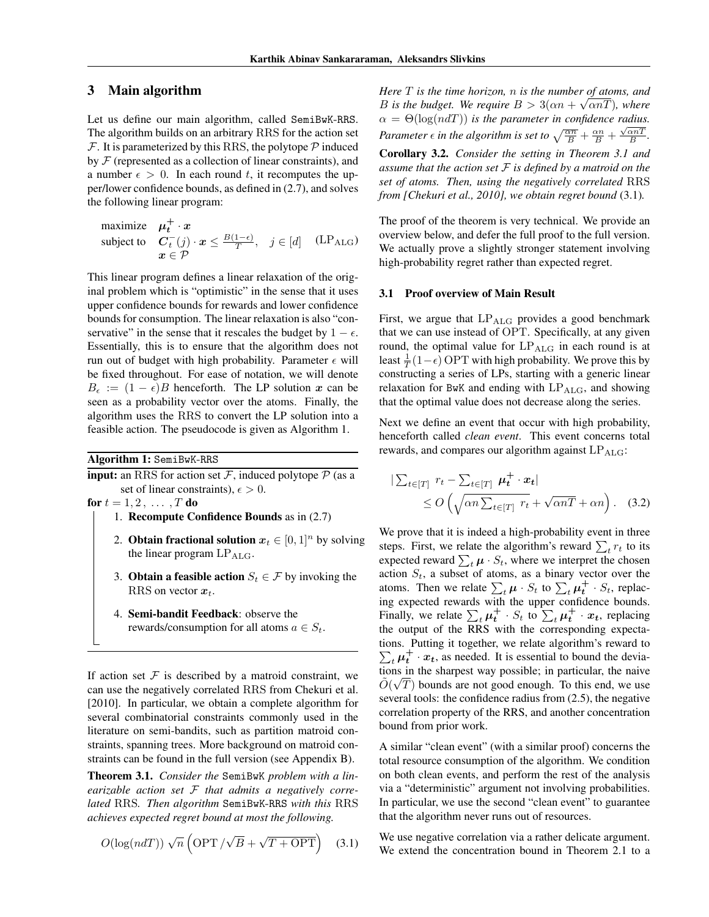## 3 Main algorithm

Let us define our main algorithm, called SemiBwK-RRS. The algorithm builds on an arbitrary RRS for the action set $\mathcal{F}$. It is parameterized by this RRS, the polytope $\mathcal{P}$ induced by $\mathcal{F}$ (represented as a collection of linear constraints), and a number $\epsilon > 0$. In each round $t$, it recomputes the upper/lower confidence bounds, as defined in (2.7), and solves the following linear program:

$$\begin{aligned} \text{maximize} \quad & \boldsymbol{\mu}_t^+ \cdot \boldsymbol{x} \\ \text{subject to} \quad & \boldsymbol{C}_t^-(j) \cdot \boldsymbol{x} \leq \tfrac{B(1-\epsilon)}{T}, \quad j \in [d] \qquad (\text{LP}_{\text{ALG}}) \\ & \boldsymbol{x} \in \mathcal{P} \end{aligned}$$

This linear program defines a linear relaxation of the original problem which is "optimistic" in the sense that it uses upper confidence bounds for rewards and lower confidence bounds for consumption. The linear relaxation is also "conservative" in the sense that it rescales the budget by $1 - \epsilon$. Essentially, this is to ensure that the algorithm does not run out of budget with high probability. Parameter $\epsilon$ will be fixed throughout. For ease of notation, we will denote $B_\epsilon := (1 - \epsilon)B$ henceforth. The LP solution $\boldsymbol{x}$ can be seen as a probability vector over the atoms. Finally, the algorithm uses the RRS to convert the LP solution into a feasible action. The pseudocode is given as Algorithm 1.

**Algorithm 1:** SemiBwK-RRS

**input:** an RRS for action set $\mathcal{F}$, induced polytope $\mathcal{P}$ (as a set of linear constraints), $\epsilon > 0$.

**for** $t = 1, 2, \ldots, T$ **do**

1. **Recompute Confidence Bounds** as in (2.7)
2. **Obtain fractional solution** $\boldsymbol{x}_t \in [0, 1]^n$ by solving the linear program $\text{LP}_{\text{ALG}}$.
3. **Obtain a feasible action** $S_t \in \mathcal{F}$ by invoking the RRS on vector $\boldsymbol{x}_t$.
4. **Semi-bandit Feedback**: observe the rewards/consumption for all atoms $a \in S_t$.

If action set $\mathcal{F}$ is described by a matroid constraint, we can use the negatively correlated RRS from Chekuri et al. [2010]. In particular, we obtain a complete algorithm for several combinatorial constraints commonly used in the literature on semi-bandits, such as partition matroid constraints, spanning trees. More background on matroid constraints can be found in the full version (see Appendix B).

**Theorem 3.1.** *Consider the* SemiBwK *problem with a linearizable action set $\mathcal{F}$ that admits a negatively correlated* RRS*. Then algorithm* SemiBwK-RRS *with this* RRS *achieves expected regret bound at most the following.*

$$O(\log(ndT))\,\sqrt{n}\left(\text{OPT}/\sqrt{B} + \sqrt{T + \text{OPT}}\right) \quad (3.1)$$

*Here $T$ is the time horizon, $n$ is the number of atoms, and $B$ is the budget. We require $B > 3(\alpha n + \sqrt{\alpha n T})$, where $\alpha = \Theta(\log(ndT))$ is the parameter in confidence radius. Parameter $\epsilon$ in the algorithm is set to $\sqrt{\frac{\alpha n}{B}} + \frac{\alpha n}{B} + \frac{\sqrt{\alpha n T}}{B}$.*

**Corollary 3.2.** *Consider the setting in Theorem 3.1 and assume that the action set $\mathcal{F}$ is defined by a matroid on the set of atoms. Then, using the negatively correlated* RRS *from [Chekuri et al., 2010], we obtain regret bound* (3.1)*.*

The proof of the theorem is very technical. We provide an overview below, and defer the full proof to the full version. We actually prove a slightly stronger statement involving high-probability regret rather than expected regret.

### 3.1 Proof overview of Main Result

First, we argue that $\text{LP}_{\text{ALG}}$ provides a good benchmark that we can use instead of OPT. Specifically, at any given round, the optimal value for $\text{LP}_{\text{ALG}}$ in each round is at least $\frac{1}{T}(1-\epsilon)\,\text{OPT}$ with high probability. We prove this by constructing a series of LPs, starting with a generic linear relaxation for BwK and ending with $\text{LP}_{\text{ALG}}$, and showing that the optimal value does not decrease along the series.

Next we define an event that occur with high probability, henceforth called *clean event*. This event concerns total rewards, and compares our algorithm against $\text{LP}_{\text{ALG}}$:

$$\left|\textstyle\sum_{t\in[T]} r_t - \sum_{t\in[T]} \boldsymbol{\mu}_t^+ \cdot \boldsymbol{x}_t\right| \leq O\left(\sqrt{\alpha n \textstyle\sum_{t\in[T]} r_t} + \sqrt{\alpha n T} + \alpha n\right). \quad (3.2)$$

We prove that it is indeed a high-probability event in three steps. First, we relate the algorithm's reward $\sum_t r_t$ to its expected reward $\sum_t \boldsymbol{\mu} \cdot S_t$, where we interpret the chosen action $S_t$, a subset of atoms, as a binary vector over the atoms. Then we relate $\sum_t \boldsymbol{\mu} \cdot S_t$ to $\sum_t \boldsymbol{\mu}_t^+ \cdot S_t$, replacing expected rewards with the upper confidence bounds. Finally, we relate $\sum_t \boldsymbol{\mu}_t^+ \cdot S_t$ to $\sum_t \boldsymbol{\mu}_t^+ \cdot \boldsymbol{x}_t$, replacing the output of the RRS with the corresponding expectations. Putting it together, we relate algorithm's reward to $\sum_t \boldsymbol{\mu}_t^+ \cdot \boldsymbol{x}_t$, as needed. It is essential to bound the deviations in the sharpest way possible; in particular, the naive $\tilde{O}(\sqrt{T})$ bounds are not good enough. To this end, we use several tools: the confidence radius from (2.5), the negative correlation property of the RRS, and another concentration bound from prior work.

A similar "clean event" (with a similar proof) concerns the total resource consumption of the algorithm. We condition on both clean events, and perform the rest of the analysis via a "deterministic" argument not involving probabilities. In particular, we use the second "clean event" to guarantee that the algorithm never runs out of resources.

We use negative correlation via a rather delicate argument. We extend the concentration bound in Theorem 2.1 to a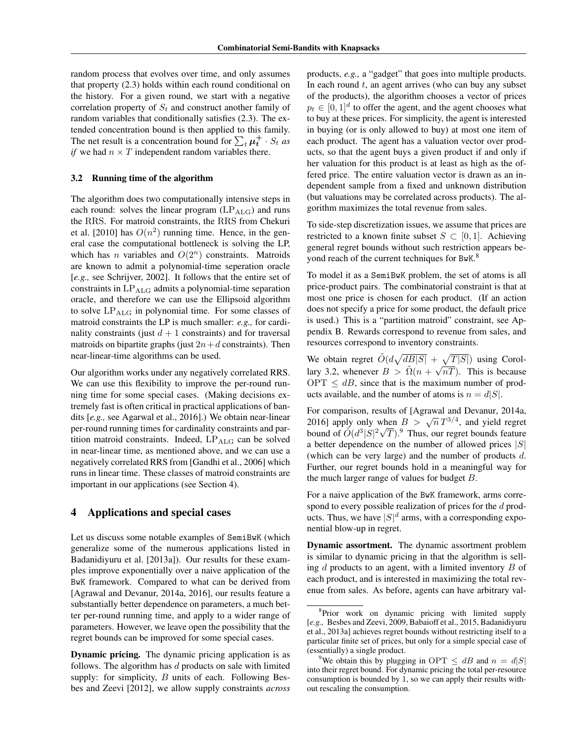random process that evolves over time, and only assumes that property (2.3) holds within each round conditional on the history. For a given round, we start with a negative correlation property of $S_t$ and construct another family of random variables that conditionally satisfies (2.3). The extended concentration bound is then applied to this family. The net result is a concentration bound for $\sum_t \boldsymbol{\mu}_t^+ \cdot S_t$ *as if* we had $n \times T$ independent random variables there.

### 3.2 Running time of the algorithm

The algorithm does two computationally intensive steps in each round: solves the linear program ($\mathrm{LP}_{\mathrm{ALG}}$) and runs the RRS. For matroid constraints, the RRS from Chekuri et al. [2010] has $O(n^2)$ running time. Hence, in the general case the computational bottleneck is solving the LP, which has $n$ variables and $O(2^n)$ constraints. Matroids are known to admit a polynomial-time seperation oracle [*e.g.,* see Schrijver, 2002]. It follows that the entire set of constraints in $\mathrm{LP}_{\mathrm{ALG}}$ admits a polynomial-time separation oracle, and therefore we can use the Ellipsoid algorithm to solve $\mathrm{LP}_{\mathrm{ALG}}$ in polynomial time. For some classes of matroid constraints the LP is much smaller: *e.g.,* for cardinality constraints (just $d+1$ constraints) and for traversal matroids on bipartite graphs (just $2n+d$ constraints). Then near-linear-time algorithms can be used.

Our algorithm works under any negatively correlated RRS. We can use this flexibility to improve the per-round running time for some special cases. (Making decisions extremely fast is often critical in practical applications of bandits [*e.g.,* see Agarwal et al., 2016].) We obtain near-linear per-round running times for cardinality constraints and partition matroid constraints. Indeed, $\mathrm{LP}_{\mathrm{ALG}}$ can be solved in near-linear time, as mentioned above, and we can use a negatively correlated RRS from [Gandhi et al., 2006] which runs in linear time. These classes of matroid constraints are important in our applications (see Section 4).

## 4 Applications and special cases

Let us discuss some notable examples of SemiBwK (which generalize some of the numerous applications listed in Badanidiyuru et al. [2013a]). Our results for these examples improve exponentially over a naive application of the BwK framework. Compared to what can be derived from [Agrawal and Devanur, 2014a, 2016], our results feature a substantially better dependence on parameters, a much better per-round running time, and apply to a wider range of parameters. However, we leave open the possibility that the regret bounds can be improved for some special cases.

**Dynamic pricing.** The dynamic pricing application is as follows. The algorithm has $d$ products on sale with limited supply: for simplicity, $B$ units of each. Following Besbes and Zeevi [2012], we allow supply constraints *across* products, *e.g.,* a "gadget" that goes into multiple products. In each round $t$, an agent arrives (who can buy any subset of the products), the algorithm chooses a vector of prices $p_t \in [0,1]^d$ to offer the agent, and the agent chooses what to buy at these prices. For simplicity, the agent is interested in buying (or is only allowed to buy) at most one item of each product. The agent has a valuation vector over products, so that the agent buys a given product if and only if her valuation for this product is at least as high as the offered price. The entire valuation vector is drawn as an independent sample from a fixed and unknown distribution (but valuations may be correlated across products). The algorithm maximizes the total revenue from sales.

To side-step discretization issues, we assume that prices are restricted to a known finite subset $S \subset [0,1]$. Achieving general regret bounds without such restriction appears beyond reach of the current techniques for BwK.[8]

To model it as a SemiBwK problem, the set of atoms is all price-product pairs. The combinatorial constraint is that at most one price is chosen for each product. (If an action does not specify a price for some product, the default price is used.) This is a "partition matroid" constraint, see Appendix B. Rewards correspond to revenue from sales, and resources correspond to inventory constraints.

We obtain regret $\tilde{O}(d\sqrt{dB|S|} + \sqrt{T|S|})$ using Corollary 3.2, whenever $B > \tilde{\Omega}(n + \sqrt{nT})$. This is because $\mathrm{OPT} \leq dB$, since that is the maximum number of products available, and the number of atoms is $n = d|S|$.

For comparison, results of [Agrawal and Devanur, 2014a, 2016] apply only when $B > \sqrt{n}\,T^{3/4}$, and yield regret bound of $\tilde{O}(d^3|S|^2\sqrt{T})$.[9] Thus, our regret bounds feature a better dependence on the number of allowed prices $|S|$ (which can be very large) and the number of products $d$. Further, our regret bounds hold in a meaningful way for the much larger range of values for budget $B$.

For a naive application of the BwK framework, arms correspond to every possible realization of prices for the $d$ products. Thus, we have $|S|^d$ arms, with a corresponding exponential blow-up in regret.

**Dynamic assortment.** The dynamic assortment problem is similar to dynamic pricing in that the algorithm is selling $d$ products to an agent, with a limited inventory $B$ of each product, and is interested in maximizing the total revenue from sales. As before, agents can have arbitrary val-

[8] Prior work on dynamic pricing with limited supply [*e.g.,* Besbes and Zeevi, 2009, Babaioff et al., 2015, Badanidiyuru et al., 2013a] achieves regret bounds without restricting itself to a particular finite set of prices, but only for a simple special case of (essentially) a single product.

[9] We obtain this by plugging in $\mathrm{OPT} \leq dB$ and $n = d|S|$ into their regret bound. For dynamic pricing the total per-resource consumption is bounded by 1, so we can apply their results without rescaling the consumption.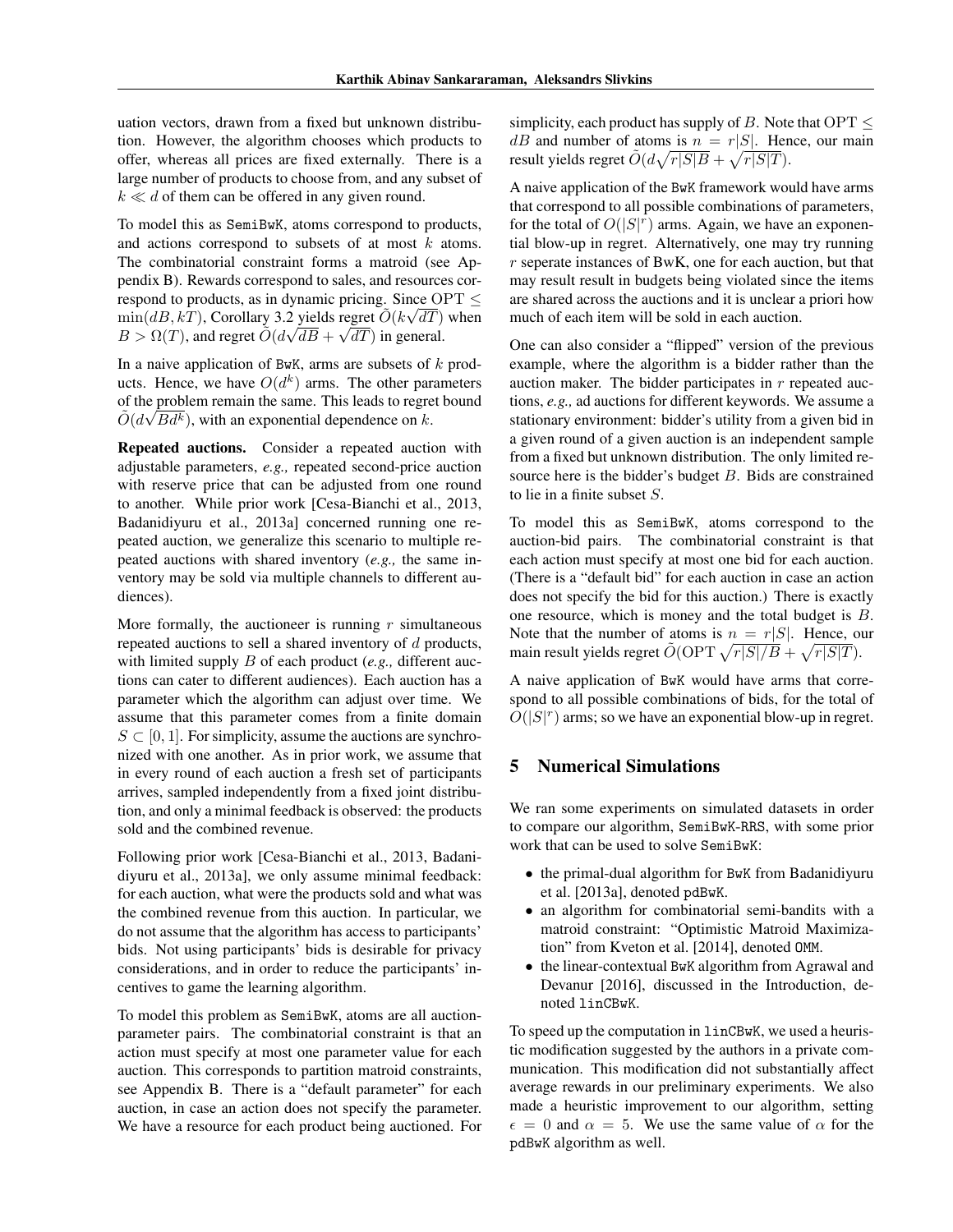uation vectors, drawn from a fixed but unknown distribution. However, the algorithm chooses which products to offer, whereas all prices are fixed externally. There is a large number of products to choose from, and any subset of $k \ll d$ of them can be offered in any given round.

To model this as SemiBwK, atoms correspond to products, and actions correspond to subsets of at most $k$ atoms. The combinatorial constraint forms a matroid (see Appendix B). Rewards correspond to sales, and resources correspond to products, as in dynamic pricing. Since $\mathrm{OPT} \leq \min(dB, kT)$, Corollary 3.2 yields regret $\tilde{O}(k\sqrt{dT})$ when $B > \Omega(T)$, and regret $\tilde{O}(d\sqrt{dB} + \sqrt{dT})$ in general.

In a naive application of BwK, arms are subsets of $k$ products. Hence, we have $O(d^k)$ arms. The other parameters of the problem remain the same. This leads to regret bound $\tilde{O}(d\sqrt{Bd^k})$, with an exponential dependence on $k$.

**Repeated auctions.** Consider a repeated auction with adjustable parameters, *e.g.,* repeated second-price auction with reserve price that can be adjusted from one round to another. While prior work [Cesa-Bianchi et al., 2013, Badanidiyuru et al., 2013a] concerned running one repeated auction, we generalize this scenario to multiple repeated auctions with shared inventory (*e.g.,* the same inventory may be sold via multiple channels to different audiences).

More formally, the auctioneer is running $r$ simultaneous repeated auctions to sell a shared inventory of $d$ products, with limited supply $B$ of each product (*e.g.,* different auctions can cater to different audiences). Each auction has a parameter which the algorithm can adjust over time. We assume that this parameter comes from a finite domain $S \subset [0, 1]$. For simplicity, assume the auctions are synchronized with one another. As in prior work, we assume that in every round of each auction a fresh set of participants arrives, sampled independently from a fixed joint distribution, and only a minimal feedback is observed: the products sold and the combined revenue.

Following prior work [Cesa-Bianchi et al., 2013, Badanidiyuru et al., 2013a], we only assume minimal feedback: for each auction, what were the products sold and what was the combined revenue from this auction. In particular, we do not assume that the algorithm has access to participants' bids. Not using participants' bids is desirable for privacy considerations, and in order to reduce the participants' incentives to game the learning algorithm.

To model this problem as SemiBwK, atoms are all auction-parameter pairs. The combinatorial constraint is that an action must specify at most one parameter value for each auction. This corresponds to partition matroid constraints, see Appendix B. There is a "default parameter" for each auction, in case an action does not specify the parameter. We have a resource for each product being auctioned. For simplicity, each product has supply of $B$. Note that $\mathrm{OPT} \leq dB$ and number of atoms is $n = r|S|$. Hence, our main result yields regret $\tilde{O}(d\sqrt{r|S|B} + \sqrt{r|S|T})$.

A naive application of the BwK framework would have arms that correspond to all possible combinations of parameters, for the total of $O(|S|^r)$ arms. Again, we have an exponential blow-up in regret. Alternatively, one may try running $r$ seperate instances of BwK, one for each auction, but that may result in budgets being violated since the items are shared across the auctions and it is unclear a priori how much of each item will be sold in each auction.

One can also consider a "flipped" version of the previous example, where the algorithm is a bidder rather than the auction maker. The bidder participates in $r$ repeated auctions, *e.g.,* ad auctions for different keywords. We assume a stationary environment: bidder's utility from a given bid in a given round of a given auction is an independent sample from a fixed but unknown distribution. The only limited resource here is the bidder's budget $B$. Bids are constrained to lie in a finite subset $S$.

To model this as SemiBwK, atoms correspond to the auction-bid pairs. The combinatorial constraint is that each action must specify at most one bid for each auction. (There is a "default bid" for each auction in case an action does not specify the bid for this auction.) There is exactly one resource, which is money and the total budget is $B$. Note that the number of atoms is $n = r|S|$. Hence, our main result yields regret $\tilde{O}(\mathrm{OPT}\sqrt{r|S|/B} + \sqrt{r|S|T})$.

A naive application of BwK would have arms that correspond to all possible combinations of bids, for the total of $O(|S|^r)$ arms; so we have an exponential blow-up in regret.

## 5 Numerical Simulations

We ran some experiments on simulated datasets in order to compare our algorithm, SemiBwK-RRS, with some prior work that can be used to solve SemiBwK:

- the primal-dual algorithm for BwK from Badanidiyuru et al. [2013a], denoted pdBwK.
- an algorithm for combinatorial semi-bandits with a matroid constraint: "Optimistic Matroid Maximization" from Kveton et al. [2014], denoted OMM.
- the linear-contextual BwK algorithm from Agrawal and Devanur [2016], discussed in the Introduction, denoted linCBwK.

To speed up the computation in linCBwK, we used a heuristic modification suggested by the authors in a private communication. This modification did not substantially affect average rewards in our preliminary experiments. We also made a heuristic improvement to our algorithm, setting $\epsilon = 0$ and $\alpha = 5$. We use the same value of $\alpha$ for the pdBwK algorithm as well.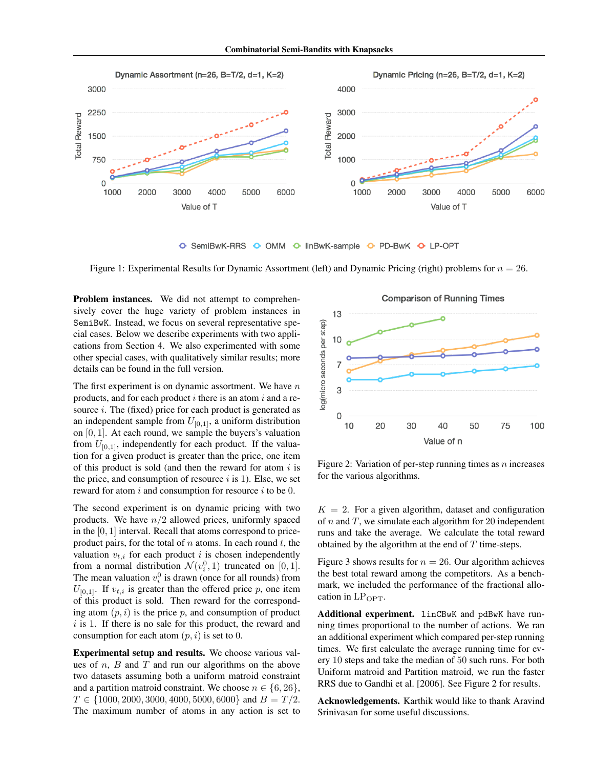Figure 1: Experimental Results for Dynamic Assortment (left) and Dynamic Pricing (right) problems for $n = 26$.

**Problem instances.** We did not attempt to comprehensively cover the huge variety of problem instances in SemiBwK. Instead, we focus on several representative special cases. Below we describe experiments with two applications from Section 4. We also experimented with some other special cases, with qualitatively similar results; more details can be found in the full version.

The first experiment is on dynamic assortment. We have $n$ products, and for each product $i$ there is an atom $i$ and a resource $i$. The (fixed) price for each product is generated as an independent sample from $U_{[0,1]}$, a uniform distribution on $[0, 1]$. At each round, we sample the buyers's valuation from $U_{[0,1]}$, independently for each product. If the valuation for a given product is greater than the price, one item of this product is sold (and then the reward for atom $i$ is the price, and consumption of resource $i$ is 1). Else, we set reward for atom $i$ and consumption for resource $i$ to be 0.

The second experiment is on dynamic pricing with two products. We have $n/2$ allowed prices, uniformly spaced in the $[0, 1]$ interval. Recall that atoms correspond to price-product pairs, for the total of $n$ atoms. In each round $t$, the valuation $v_{t,i}$ for each product $i$ is chosen independently from a normal distribution $\mathcal{N}(v_i^0, 1)$ truncated on $[0, 1]$. The mean valuation $v_i^0$ is drawn (once for all rounds) from $U_{[0,1]}$. If $v_{t,i}$ is greater than the offered price $p$, one item of this product is sold. Then reward for the corresponding atom $(p, i)$ is the price $p$, and consumption of product $i$ is 1. If there is no sale for this product, the reward and consumption for each atom $(p, i)$ is set to 0.

**Experimental setup and results.** We choose various values of $n$, $B$ and $T$ and run our algorithms on the above two datasets assuming both a uniform matroid constraint and a partition matroid constraint. We choose $n \in \{6, 26\}$, $T \in \{1000, 2000, 3000, 4000, 5000, 6000\}$ and $B = T/2$. The maximum number of atoms in any action is set to $K = 2$. For a given algorithm, dataset and configuration of $n$ and $T$, we simulate each algorithm for 20 independent runs and take the average. We calculate the total reward obtained by the algorithm at the end of $T$ time-steps.

Figure 3 shows results for $n = 26$. Our algorithm achieves the best total reward among the competitors. As a benchmark, we included the performance of the fractional allocation in $\text{LP}_{\text{OPT}}$.

Figure 2: Variation of per-step running times as $n$ increases for the various algorithms.

**Additional experiment.** linCBwK and pdBwK have running times proportional to the number of actions. We ran an additional experiment which compared per-step running times. We first calculate the average running time for every 10 steps and take the median of 50 such runs. For both Uniform matroid and Partition matroid, we run the faster RRS due to Gandhi et al. [2006]. See Figure 2 for results.

**Acknowledgements.** Karthik would like to thank Aravind Srinivasan for some useful discussions.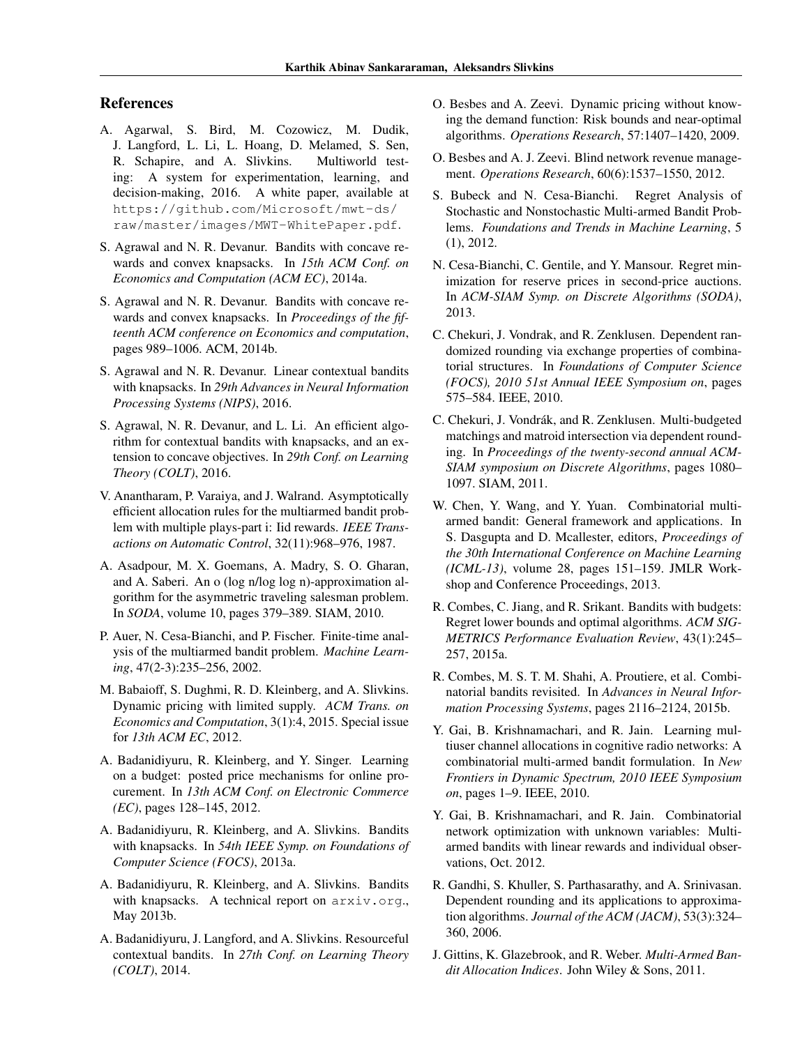## References

A. Agarwal, S. Bird, M. Cozowicz, M. Dudik, J. Langford, L. Li, L. Hoang, D. Melamed, S. Sen, R. Schapire, and A. Slivkins. Multiworld testing: A system for experimentation, learning, and decision-making, 2016. A white paper, available at https://github.com/Microsoft/mwt-ds/raw/master/images/MWT-WhitePaper.pdf.

S. Agrawal and N. R. Devanur. Bandits with concave rewards and convex knapsacks. In *15th ACM Conf. on Economics and Computation (ACM EC)*, 2014a.

S. Agrawal and N. R. Devanur. Bandits with concave rewards and convex knapsacks. In *Proceedings of the fifteenth ACM conference on Economics and computation*, pages 989–1006. ACM, 2014b.

S. Agrawal and N. R. Devanur. Linear contextual bandits with knapsacks. In *29th Advances in Neural Information Processing Systems (NIPS)*, 2016.

S. Agrawal, N. R. Devanur, and L. Li. An efficient algorithm for contextual bandits with knapsacks, and an extension to concave objectives. In *29th Conf. on Learning Theory (COLT)*, 2016.

V. Anantharam, P. Varaiya, and J. Walrand. Asymptotically efficient allocation rules for the multiarmed bandit problem with multiple plays-part i: Iid rewards. *IEEE Transactions on Automatic Control*, 32(11):968–976, 1987.

A. Asadpour, M. X. Goemans, A. Madry, S. O. Gharan, and A. Saberi. An o (log n/log log n)-approximation algorithm for the asymmetric traveling salesman problem. In *SODA*, volume 10, pages 379–389. SIAM, 2010.

P. Auer, N. Cesa-Bianchi, and P. Fischer. Finite-time analysis of the multiarmed bandit problem. *Machine Learning*, 47(2-3):235–256, 2002.

M. Babaioff, S. Dughmi, R. D. Kleinberg, and A. Slivkins. Dynamic pricing with limited supply. *ACM Trans. on Economics and Computation*, 3(1):4, 2015. Special issue for *13th ACM EC*, 2012.

A. Badanidiyuru, R. Kleinberg, and Y. Singer. Learning on a budget: posted price mechanisms for online procurement. In *13th ACM Conf. on Electronic Commerce (EC)*, pages 128–145, 2012.

A. Badanidiyuru, R. Kleinberg, and A. Slivkins. Bandits with knapsacks. In *54th IEEE Symp. on Foundations of Computer Science (FOCS)*, 2013a.

A. Badanidiyuru, R. Kleinberg, and A. Slivkins. Bandits with knapsacks. A technical report on arxiv.org., May 2013b.

A. Badanidiyuru, J. Langford, and A. Slivkins. Resourceful contextual bandits. In *27th Conf. on Learning Theory (COLT)*, 2014.

O. Besbes and A. Zeevi. Dynamic pricing without knowing the demand function: Risk bounds and near-optimal algorithms. *Operations Research*, 57:1407–1420, 2009.

O. Besbes and A. J. Zeevi. Blind network revenue management. *Operations Research*, 60(6):1537–1550, 2012.

S. Bubeck and N. Cesa-Bianchi. Regret Analysis of Stochastic and Nonstochastic Multi-armed Bandit Problems. *Foundations and Trends in Machine Learning*, 5 (1), 2012.

N. Cesa-Bianchi, C. Gentile, and Y. Mansour. Regret minimization for reserve prices in second-price auctions. In *ACM-SIAM Symp. on Discrete Algorithms (SODA)*, 2013.

C. Chekuri, J. Vondrak, and R. Zenklusen. Dependent randomized rounding via exchange properties of combinatorial structures. In *Foundations of Computer Science (FOCS), 2010 51st Annual IEEE Symposium on*, pages 575–584. IEEE, 2010.

C. Chekuri, J. Vondrák, and R. Zenklusen. Multi-budgeted matchings and matroid intersection via dependent rounding. In *Proceedings of the twenty-second annual ACM-SIAM symposium on Discrete Algorithms*, pages 1080–1097. SIAM, 2011.

W. Chen, Y. Wang, and Y. Yuan. Combinatorial multi-armed bandit: General framework and applications. In S. Dasgupta and D. Mcallester, editors, *Proceedings of the 30th International Conference on Machine Learning (ICML-13)*, volume 28, pages 151–159. JMLR Workshop and Conference Proceedings, 2013.

R. Combes, C. Jiang, and R. Srikant. Bandits with budgets: Regret lower bounds and optimal algorithms. *ACM SIGMETRICS Performance Evaluation Review*, 43(1):245–257, 2015a.

R. Combes, M. S. T. M. Shahi, A. Proutiere, et al. Combinatorial bandits revisited. In *Advances in Neural Information Processing Systems*, pages 2116–2124, 2015b.

Y. Gai, B. Krishnamachari, and R. Jain. Learning multiuser channel allocations in cognitive radio networks: A combinatorial multi-armed bandit formulation. In *New Frontiers in Dynamic Spectrum, 2010 IEEE Symposium on*, pages 1–9. IEEE, 2010.

Y. Gai, B. Krishnamachari, and R. Jain. Combinatorial network optimization with unknown variables: Multi-armed bandits with linear rewards and individual observations, Oct. 2012.

R. Gandhi, S. Khuller, S. Parthasarathy, and A. Srinivasan. Dependent rounding and its applications to approximation algorithms. *Journal of the ACM (JACM)*, 53(3):324–360, 2006.

J. Gittins, K. Glazebrook, and R. Weber. *Multi-Armed Bandit Allocation Indices*. John Wiley & Sons, 2011.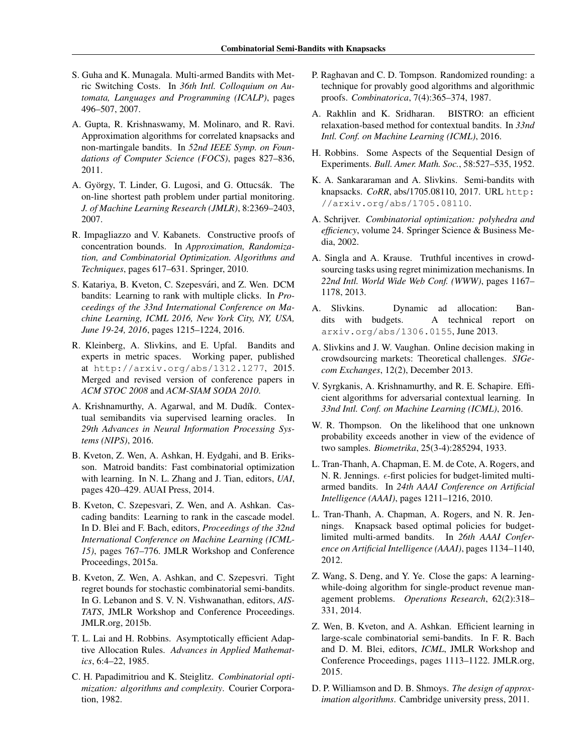S. Guha and K. Munagala. Multi-armed Bandits with Metric Switching Costs. In *36th Intl. Colloquium on Automata, Languages and Programming (ICALP)*, pages 496–507, 2007.

A. Gupta, R. Krishnaswamy, M. Molinaro, and R. Ravi. Approximation algorithms for correlated knapsacks and non-martingale bandits. In *52nd IEEE Symp. on Foundations of Computer Science (FOCS)*, pages 827–836, 2011.

A. György, T. Linder, G. Lugosi, and G. Ottucsák. The on-line shortest path problem under partial monitoring. *J. of Machine Learning Research (JMLR)*, 8:2369–2403, 2007.

R. Impagliazzo and V. Kabanets. Constructive proofs of concentration bounds. In *Approximation, Randomization, and Combinatorial Optimization. Algorithms and Techniques*, pages 617–631. Springer, 2010.

S. Katariya, B. Kveton, C. Szepesvári, and Z. Wen. DCM bandits: Learning to rank with multiple clicks. In *Proceedings of the 33nd International Conference on Machine Learning, ICML 2016, New York City, NY, USA, June 19-24, 2016*, pages 1215–1224, 2016.

R. Kleinberg, A. Slivkins, and E. Upfal. Bandits and experts in metric spaces. Working paper, published at http://arxiv.org/abs/1312.1277, 2015. Merged and revised version of conference papers in *ACM STOC 2008* and *ACM-SIAM SODA 2010*.

A. Krishnamurthy, A. Agarwal, and M. Dudík. Contextual semibandits via supervised learning oracles. In *29th Advances in Neural Information Processing Systems (NIPS)*, 2016.

B. Kveton, Z. Wen, A. Ashkan, H. Eydgahi, and B. Eriksson. Matroid bandits: Fast combinatorial optimization with learning. In N. L. Zhang and J. Tian, editors, *UAI*, pages 420–429. AUAI Press, 2014.

B. Kveton, C. Szepesvari, Z. Wen, and A. Ashkan. Cascading bandits: Learning to rank in the cascade model. In D. Blei and F. Bach, editors, *Proceedings of the 32nd International Conference on Machine Learning (ICML-15)*, pages 767–776. JMLR Workshop and Conference Proceedings, 2015a.

B. Kveton, Z. Wen, A. Ashkan, and C. Szepesvri. Tight regret bounds for stochastic combinatorial semi-bandits. In G. Lebanon and S. V. N. Vishwanathan, editors, *AISTATS*, JMLR Workshop and Conference Proceedings. JMLR.org, 2015b.

T. L. Lai and H. Robbins. Asymptotically efficient Adaptive Allocation Rules. *Advances in Applied Mathematics*, 6:4–22, 1985.

C. H. Papadimitriou and K. Steiglitz. *Combinatorial optimization: algorithms and complexity*. Courier Corporation, 1982.

P. Raghavan and C. D. Tompson. Randomized rounding: a technique for provably good algorithms and algorithmic proofs. *Combinatorica*, 7(4):365–374, 1987.

A. Rakhlin and K. Sridharan. BISTRO: an efficient relaxation-based method for contextual bandits. In *33nd Intl. Conf. on Machine Learning (ICML)*, 2016.

H. Robbins. Some Aspects of the Sequential Design of Experiments. *Bull. Amer. Math. Soc.*, 58:527–535, 1952.

K. A. Sankararaman and A. Slivkins. Semi-bandits with knapsacks. *CoRR*, abs/1705.08110, 2017. URL http://arxiv.org/abs/1705.08110.

A. Schrijver. *Combinatorial optimization: polyhedra and efficiency*, volume 24. Springer Science & Business Media, 2002.

A. Singla and A. Krause. Truthful incentives in crowdsourcing tasks using regret minimization mechanisms. In *22nd Intl. World Wide Web Conf. (WWW)*, pages 1167–1178, 2013.

A. Slivkins. Dynamic ad allocation: Bandits with budgets. A technical report on arxiv.org/abs/1306.0155, June 2013.

A. Slivkins and J. W. Vaughan. Online decision making in crowdsourcing markets: Theoretical challenges. *SIGecom Exchanges*, 12(2), December 2013.

V. Syrgkanis, A. Krishnamurthy, and R. E. Schapire. Efficient algorithms for adversarial contextual learning. In *33nd Intl. Conf. on Machine Learning (ICML)*, 2016.

W. R. Thompson. On the likelihood that one unknown probability exceeds another in view of the evidence of two samples. *Biometrika*, 25(3-4):285294, 1933.

L. Tran-Thanh, A. Chapman, E. M. de Cote, A. Rogers, and N. R. Jennings. $\epsilon$-first policies for budget-limited multi-armed bandits. In *24th AAAI Conference on Artificial Intelligence (AAAI)*, pages 1211–1216, 2010.

L. Tran-Thanh, A. Chapman, A. Rogers, and N. R. Jennings. Knapsack based optimal policies for budget-limited multi-armed bandits. In *26th AAAI Conference on Artificial Intelligence (AAAI)*, pages 1134–1140, 2012.

Z. Wang, S. Deng, and Y. Ye. Close the gaps: A learning-while-doing algorithm for single-product revenue management problems. *Operations Research*, 62(2):318–331, 2014.

Z. Wen, B. Kveton, and A. Ashkan. Efficient learning in large-scale combinatorial semi-bandits. In F. R. Bach and D. M. Blei, editors, *ICML*, JMLR Workshop and Conference Proceedings, pages 1113–1122. JMLR.org, 2015.

D. P. Williamson and D. B. Shmoys. *The design of approximation algorithms*. Cambridge university press, 2011.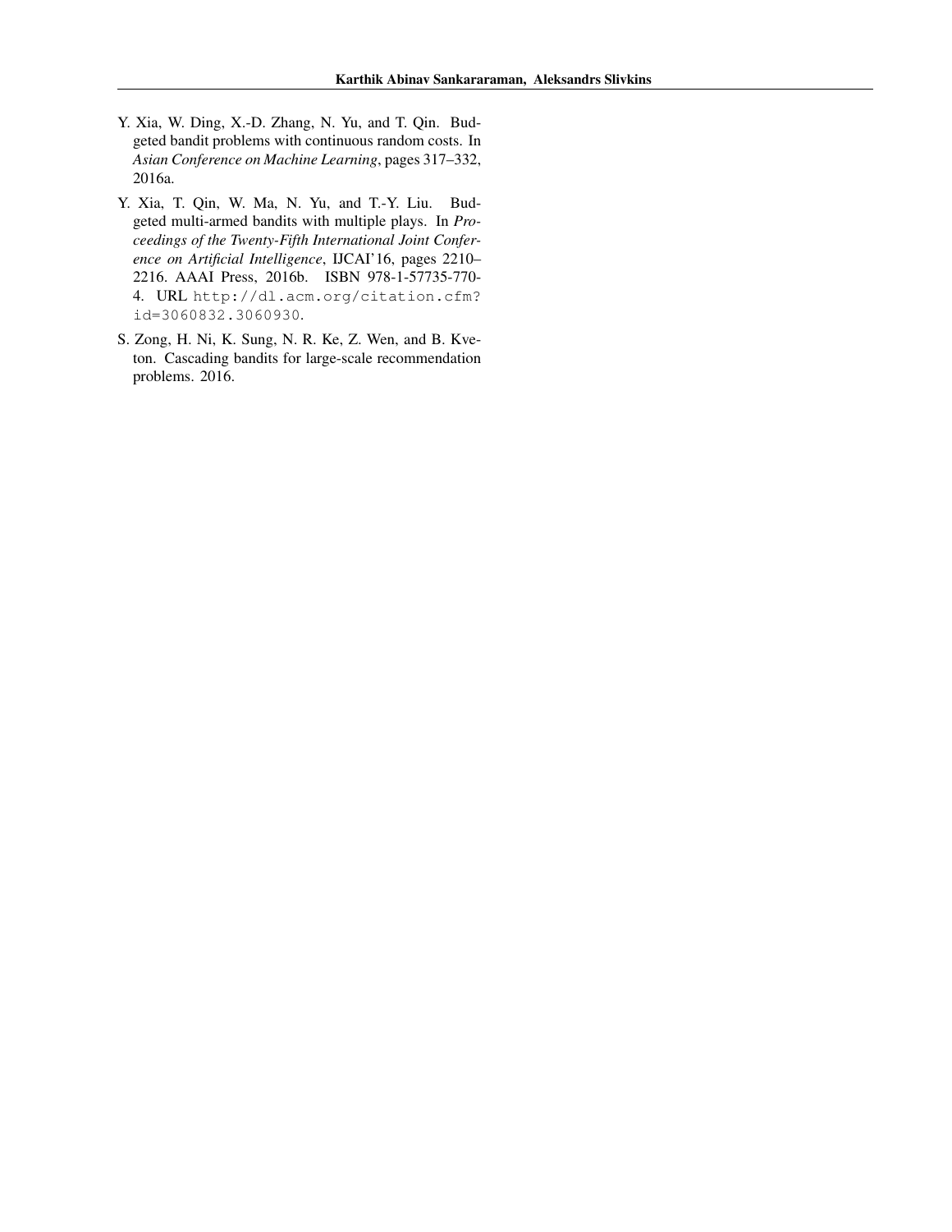Y. Xia, W. Ding, X.-D. Zhang, N. Yu, and T. Qin. Budgeted bandit problems with continuous random costs. In *Asian Conference on Machine Learning*, pages 317–332, 2016a.

Y. Xia, T. Qin, W. Ma, N. Yu, and T.-Y. Liu. Budgeted multi-armed bandits with multiple plays. In *Proceedings of the Twenty-Fifth International Joint Conference on Artificial Intelligence*, IJCAI'16, pages 2210–2216. AAAI Press, 2016b. ISBN 978-1-57735-770-4. URL http://dl.acm.org/citation.cfm?id=3060832.3060930.

S. Zong, H. Ni, K. Sung, N. R. Ke, Z. Wen, and B. Kveton. Cascading bandits for large-scale recommendation problems. 2016.